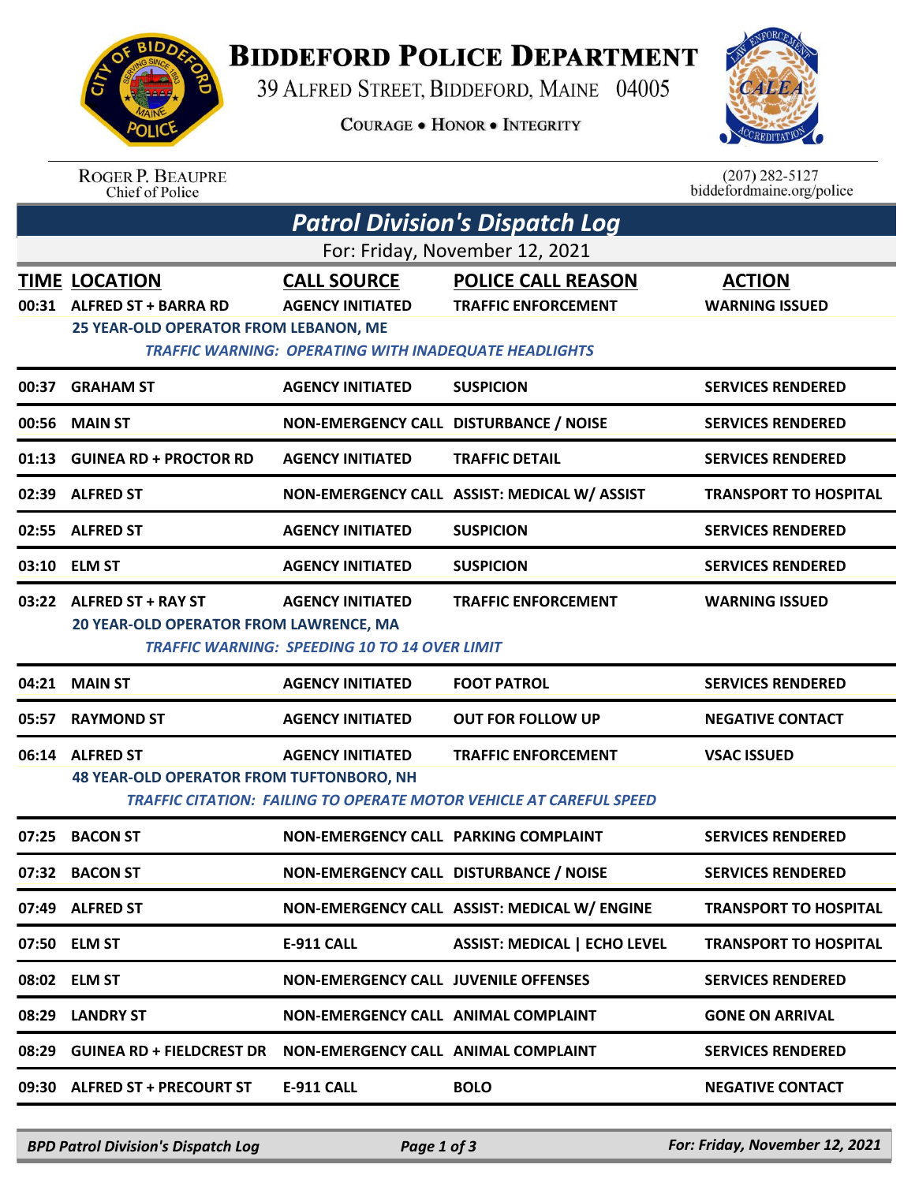# Biddeford Police Department

39 Alfred Street, Biddeford, Maine 04005

Courage • Honor • Integrity

Roger P. Beaupre
Chief of Police

(207) 282-5127
biddefordmaine.org/police

## Patrol Division's Dispatch Log

For: Friday, November 12, 2021

| TIME | LOCATION | CALL SOURCE | POLICE CALL REASON | ACTION |
|---|---|---|---|---|
| 00:31 | ALFRED ST + BARRA RD | AGENCY INITIATED | TRAFFIC ENFORCEMENT | WARNING ISSUED |
| | 25 YEAR-OLD OPERATOR FROM LEBANON, ME *TRAFFIC WARNING: OPERATING WITH INADEQUATE HEADLIGHTS* | | | |
| 00:37 | GRAHAM ST | AGENCY INITIATED | SUSPICION | SERVICES RENDERED |
| 00:56 | MAIN ST | NON-EMERGENCY CALL | DISTURBANCE / NOISE | SERVICES RENDERED |
| 01:13 | GUINEA RD + PROCTOR RD | AGENCY INITIATED | TRAFFIC DETAIL | SERVICES RENDERED |
| 02:39 | ALFRED ST | NON-EMERGENCY CALL | ASSIST: MEDICAL W/ ASSIST | TRANSPORT TO HOSPITAL |
| 02:55 | ALFRED ST | AGENCY INITIATED | SUSPICION | SERVICES RENDERED |
| 03:10 | ELM ST | AGENCY INITIATED | SUSPICION | SERVICES RENDERED |
| 03:22 | ALFRED ST + RAY ST | AGENCY INITIATED | TRAFFIC ENFORCEMENT | WARNING ISSUED |
| | 20 YEAR-OLD OPERATOR FROM LAWRENCE, MA *TRAFFIC WARNING: SPEEDING 10 TO 14 OVER LIMIT* | | | |
| 04:21 | MAIN ST | AGENCY INITIATED | FOOT PATROL | SERVICES RENDERED |
| 05:57 | RAYMOND ST | AGENCY INITIATED | OUT FOR FOLLOW UP | NEGATIVE CONTACT |
| 06:14 | ALFRED ST | AGENCY INITIATED | TRAFFIC ENFORCEMENT | VSAC ISSUED |
| | 48 YEAR-OLD OPERATOR FROM TUFTONBORO, NH *TRAFFIC CITATION: FAILING TO OPERATE MOTOR VEHICLE AT CAREFUL SPEED* | | | |
| 07:25 | BACON ST | NON-EMERGENCY CALL | PARKING COMPLAINT | SERVICES RENDERED |
| 07:32 | BACON ST | NON-EMERGENCY CALL | DISTURBANCE / NOISE | SERVICES RENDERED |
| 07:49 | ALFRED ST | NON-EMERGENCY CALL | ASSIST: MEDICAL W/ ENGINE | TRANSPORT TO HOSPITAL |
| 07:50 | ELM ST | E-911 CALL | ASSIST: MEDICAL \| ECHO LEVEL | TRANSPORT TO HOSPITAL |
| 08:02 | ELM ST | NON-EMERGENCY CALL | JUVENILE OFFENSES | SERVICES RENDERED |
| 08:29 | LANDRY ST | NON-EMERGENCY CALL | ANIMAL COMPLAINT | GONE ON ARRIVAL |
| 08:29 | GUINEA RD + FIELDCREST DR | NON-EMERGENCY CALL | ANIMAL COMPLAINT | SERVICES RENDERED |
| 09:30 | ALFRED ST + PRECOURT ST | E-911 CALL | BOLO | NEGATIVE CONTACT |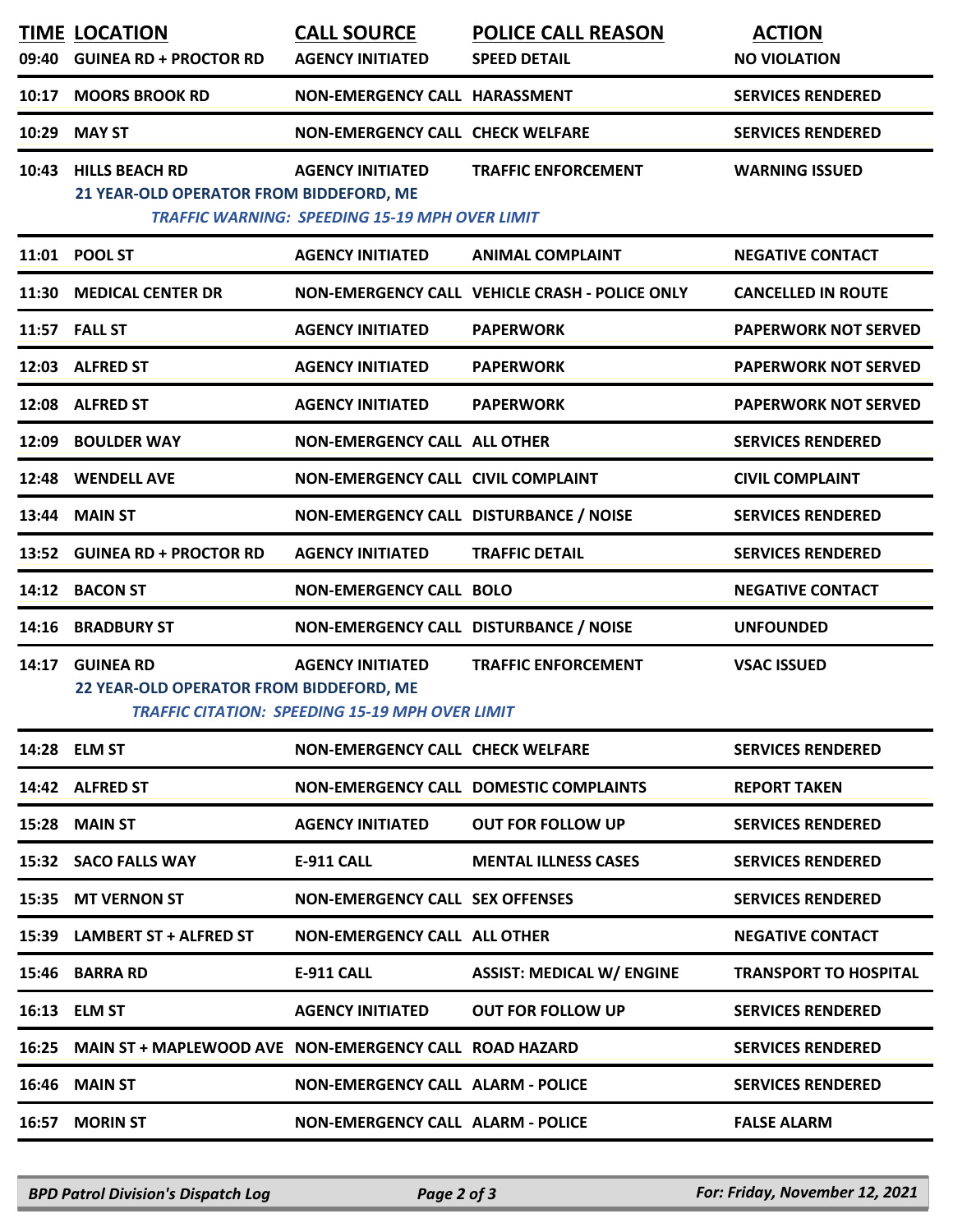| TIME | LOCATION | CALL SOURCE | POLICE CALL REASON | ACTION |
|---|---|---|---|---|
| 09:40 | GUINEA RD + PROCTOR RD | AGENCY INITIATED | SPEED DETAIL | NO VIOLATION |
| 10:17 | MOORS BROOK RD | NON-EMERGENCY CALL | HARASSMENT | SERVICES RENDERED |
| 10:29 | MAY ST | NON-EMERGENCY CALL | CHECK WELFARE | SERVICES RENDERED |
| 10:43 | HILLS BEACH RD<br>21 YEAR-OLD OPERATOR FROM BIDDEFORD, ME<br>*TRAFFIC WARNING: SPEEDING 15-19 MPH OVER LIMIT* | AGENCY INITIATED | TRAFFIC ENFORCEMENT | WARNING ISSUED |
| 11:01 | POOL ST | AGENCY INITIATED | ANIMAL COMPLAINT | NEGATIVE CONTACT |
| 11:30 | MEDICAL CENTER DR | NON-EMERGENCY CALL | VEHICLE CRASH - POLICE ONLY | CANCELLED IN ROUTE |
| 11:57 | FALL ST | AGENCY INITIATED | PAPERWORK | PAPERWORK NOT SERVED |
| 12:03 | ALFRED ST | AGENCY INITIATED | PAPERWORK | PAPERWORK NOT SERVED |
| 12:08 | ALFRED ST | AGENCY INITIATED | PAPERWORK | PAPERWORK NOT SERVED |
| 12:09 | BOULDER WAY | NON-EMERGENCY CALL | ALL OTHER | SERVICES RENDERED |
| 12:48 | WENDELL AVE | NON-EMERGENCY CALL | CIVIL COMPLAINT | CIVIL COMPLAINT |
| 13:44 | MAIN ST | NON-EMERGENCY CALL | DISTURBANCE / NOISE | SERVICES RENDERED |
| 13:52 | GUINEA RD + PROCTOR RD | AGENCY INITIATED | TRAFFIC DETAIL | SERVICES RENDERED |
| 14:12 | BACON ST | NON-EMERGENCY CALL | BOLO | NEGATIVE CONTACT |
| 14:16 | BRADBURY ST | NON-EMERGENCY CALL | DISTURBANCE / NOISE | UNFOUNDED |
| 14:17 | GUINEA RD<br>22 YEAR-OLD OPERATOR FROM BIDDEFORD, ME<br>*TRAFFIC CITATION: SPEEDING 15-19 MPH OVER LIMIT* | AGENCY INITIATED | TRAFFIC ENFORCEMENT | VSAC ISSUED |
| 14:28 | ELM ST | NON-EMERGENCY CALL | CHECK WELFARE | SERVICES RENDERED |
| 14:42 | ALFRED ST | NON-EMERGENCY CALL | DOMESTIC COMPLAINTS | REPORT TAKEN |
| 15:28 | MAIN ST | AGENCY INITIATED | OUT FOR FOLLOW UP | SERVICES RENDERED |
| 15:32 | SACO FALLS WAY | E-911 CALL | MENTAL ILLNESS CASES | SERVICES RENDERED |
| 15:35 | MT VERNON ST | NON-EMERGENCY CALL | SEX OFFENSES | SERVICES RENDERED |
| 15:39 | LAMBERT ST + ALFRED ST | NON-EMERGENCY CALL | ALL OTHER | NEGATIVE CONTACT |
| 15:46 | BARRA RD | E-911 CALL | ASSIST: MEDICAL W/ ENGINE | TRANSPORT TO HOSPITAL |
| 16:13 | ELM ST | AGENCY INITIATED | OUT FOR FOLLOW UP | SERVICES RENDERED |
| 16:25 | MAIN ST + MAPLEWOOD AVE | NON-EMERGENCY CALL | ROAD HAZARD | SERVICES RENDERED |
| 16:46 | MAIN ST | NON-EMERGENCY CALL | ALARM - POLICE | SERVICES RENDERED |
| 16:57 | MORIN ST | NON-EMERGENCY CALL | ALARM - POLICE | FALSE ALARM |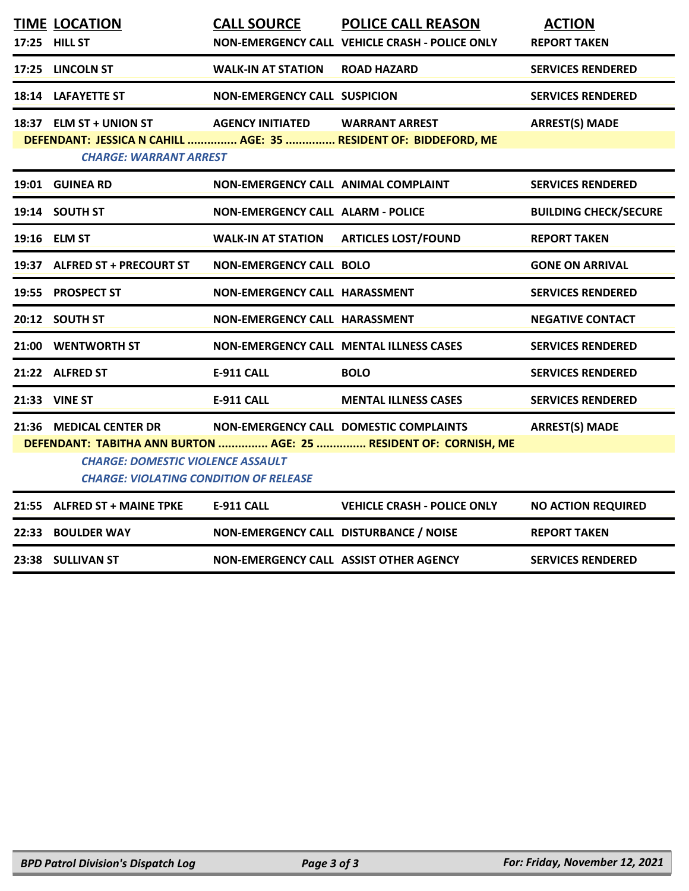| TIME | LOCATION | CALL SOURCE | POLICE CALL REASON | ACTION |
|---|---|---|---|---|
| 17:25 | HILL ST | NON-EMERGENCY CALL | VEHICLE CRASH - POLICE ONLY | REPORT TAKEN |
| 17:25 | LINCOLN ST | WALK-IN AT STATION | ROAD HAZARD | SERVICES RENDERED |
| 18:14 | LAFAYETTE ST | NON-EMERGENCY CALL | SUSPICION | SERVICES RENDERED |
| 18:37 | ELM ST + UNION ST | AGENCY INITIATED | WARRANT ARREST | ARREST(S) MADE |
| DEFENDANT: JESSICA N CAHILL ............... AGE: 35 ............... RESIDENT OF: BIDDEFORD, ME | | | | |
| | CHARGE: WARRANT ARREST | | | |
| 19:01 | GUINEA RD | NON-EMERGENCY CALL | ANIMAL COMPLAINT | SERVICES RENDERED |
| 19:14 | SOUTH ST | NON-EMERGENCY CALL | ALARM - POLICE | BUILDING CHECK/SECURE |
| 19:16 | ELM ST | WALK-IN AT STATION | ARTICLES LOST/FOUND | REPORT TAKEN |
| 19:37 | ALFRED ST + PRECOURT ST | NON-EMERGENCY CALL | BOLO | GONE ON ARRIVAL |
| 19:55 | PROSPECT ST | NON-EMERGENCY CALL | HARASSMENT | SERVICES RENDERED |
| 20:12 | SOUTH ST | NON-EMERGENCY CALL | HARASSMENT | NEGATIVE CONTACT |
| 21:00 | WENTWORTH ST | NON-EMERGENCY CALL | MENTAL ILLNESS CASES | SERVICES RENDERED |
| 21:22 | ALFRED ST | E-911 CALL | BOLO | SERVICES RENDERED |
| 21:33 | VINE ST | E-911 CALL | MENTAL ILLNESS CASES | SERVICES RENDERED |
| 21:36 | MEDICAL CENTER DR | NON-EMERGENCY CALL | DOMESTIC COMPLAINTS | ARREST(S) MADE |
| DEFENDANT: TABITHA ANN BURTON ............... AGE: 25 ............... RESIDENT OF: CORNISH, ME | | | | |
| | CHARGE: DOMESTIC VIOLENCE ASSAULT | | | |
| | CHARGE: VIOLATING CONDITION OF RELEASE | | | |
| 21:55 | ALFRED ST + MAINE TPKE | E-911 CALL | VEHICLE CRASH - POLICE ONLY | NO ACTION REQUIRED |
| 22:33 | BOULDER WAY | NON-EMERGENCY CALL | DISTURBANCE / NOISE | REPORT TAKEN |
| 23:38 | SULLIVAN ST | NON-EMERGENCY CALL | ASSIST OTHER AGENCY | SERVICES RENDERED |